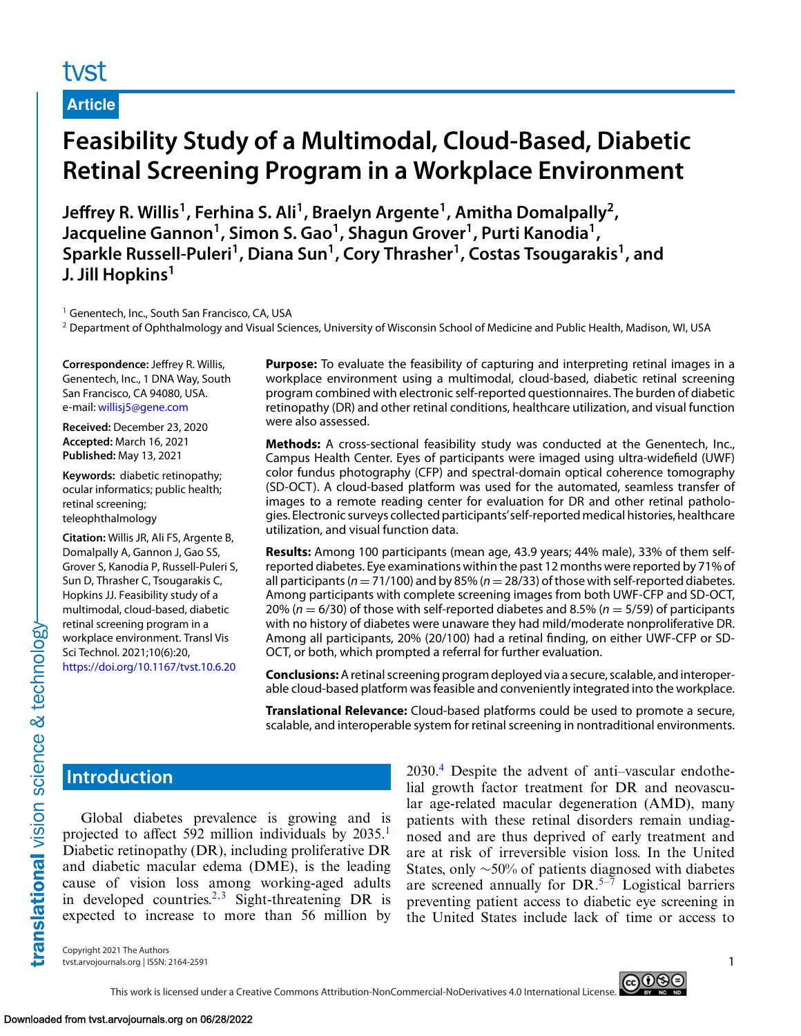Article

# Feasibility Study of a Multimodal, Cloud-Based, Diabetic Retinal Screening Program in a Workplace Environment

**Jeffrey R. Willis[1], Ferhina S. Ali[1], Braelyn Argente[1], Amitha Domalpally[2], Jacqueline Gannon[1], Simon S. Gao[1], Shagun Grover[1], Purti Kanodia[1], Sparkle Russell-Puleri[1], Diana Sun[1], Cory Thrasher[1], Costas Tsougarakis[1], and J. Jill Hopkins[1]**

[1] Genentech, Inc., South San Francisco, CA, USA
[2] Department of Ophthalmology and Visual Sciences, University of Wisconsin School of Medicine and Public Health, Madison, WI, USA

**Correspondence:** Jeffrey R. Willis, Genentech, Inc., 1 DNA Way, South San Francisco, CA 94080, USA. e-mail: willisj5@gene.com

**Received:** December 23, 2020
**Accepted:** March 16, 2021
**Published:** May 13, 2021

**Keywords:** diabetic retinopathy; ocular informatics; public health; retinal screening; teleophthalmology

**Citation:** Willis JR, Ali FS, Argente B, Domalpally A, Gannon J, Gao SS, Grover S, Kanodia P, Russell-Puleri S, Sun D, Thrasher C, Tsougarakis C, Hopkins JJ. Feasibility study of a multimodal, cloud-based, diabetic retinal screening program in a workplace environment. Transl Vis Sci Technol. 2021;10(6):20, https://doi.org/10.1167/tvst.10.6.20

**Purpose:** To evaluate the feasibility of capturing and interpreting retinal images in a workplace environment using a multimodal, cloud-based, diabetic retinal screening program combined with electronic self-reported questionnaires. The burden of diabetic retinopathy (DR) and other retinal conditions, healthcare utilization, and visual function were also assessed.

**Methods:** A cross-sectional feasibility study was conducted at the Genentech, Inc., Campus Health Center. Eyes of participants were imaged using ultra-widefield (UWF) color fundus photography (CFP) and spectral-domain optical coherence tomography (SD-OCT). A cloud-based platform was used for the automated, seamless transfer of images to a remote reading center for evaluation for DR and other retinal pathologies. Electronic surveys collected participants' self-reported medical histories, healthcare utilization, and visual function data.

**Results:** Among 100 participants (mean age, 43.9 years; 44% male), 33% of them self-reported diabetes. Eye examinations within the past 12 months were reported by 71% of all participants ($n = 71/100$) and by 85% ($n = 28/33$) of those with self-reported diabetes. Among participants with complete screening images from both UWF-CFP and SD-OCT, 20% ($n = 6/30$) of those with self-reported diabetes and 8.5% ($n = 5/59$) of participants with no history of diabetes were unaware they had mild/moderate nonproliferative DR. Among all participants, 20% (20/100) had a retinal finding, on either UWF-CFP or SD-OCT, or both, which prompted a referral for further evaluation.

**Conclusions:** A retinal screening program deployed via a secure, scalable, and interoperable cloud-based platform was feasible and conveniently integrated into the workplace.

**Translational Relevance:** Cloud-based platforms could be used to promote a secure, scalable, and interoperable system for retinal screening in nontraditional environments.

## Introduction

Global diabetes prevalence is growing and is projected to affect 592 million individuals by 2035.[1] Diabetic retinopathy (DR), including proliferative DR and diabetic macular edema (DME), is the leading cause of vision loss among working-aged adults in developed countries.[2,3] Sight-threatening DR is expected to increase to more than 56 million by 2030.[4] Despite the advent of anti–vascular endothelial growth factor treatment for DR and neovascular age-related macular degeneration (AMD), many patients with these retinal disorders remain undiagnosed and are thus deprived of early treatment and are at risk of irreversible vision loss. In the United States, only ~50% of patients diagnosed with diabetes are screened annually for DR.[5–7] Logistical barriers preventing patient access to diabetic eye screening in the United States include lack of time or access to

Copyright 2021 The Authors
tvst.arvojournals.org | ISSN: 2164-2591

This work is licensed under a Creative Commons Attribution-NonCommercial-NoDerivatives 4.0 International License.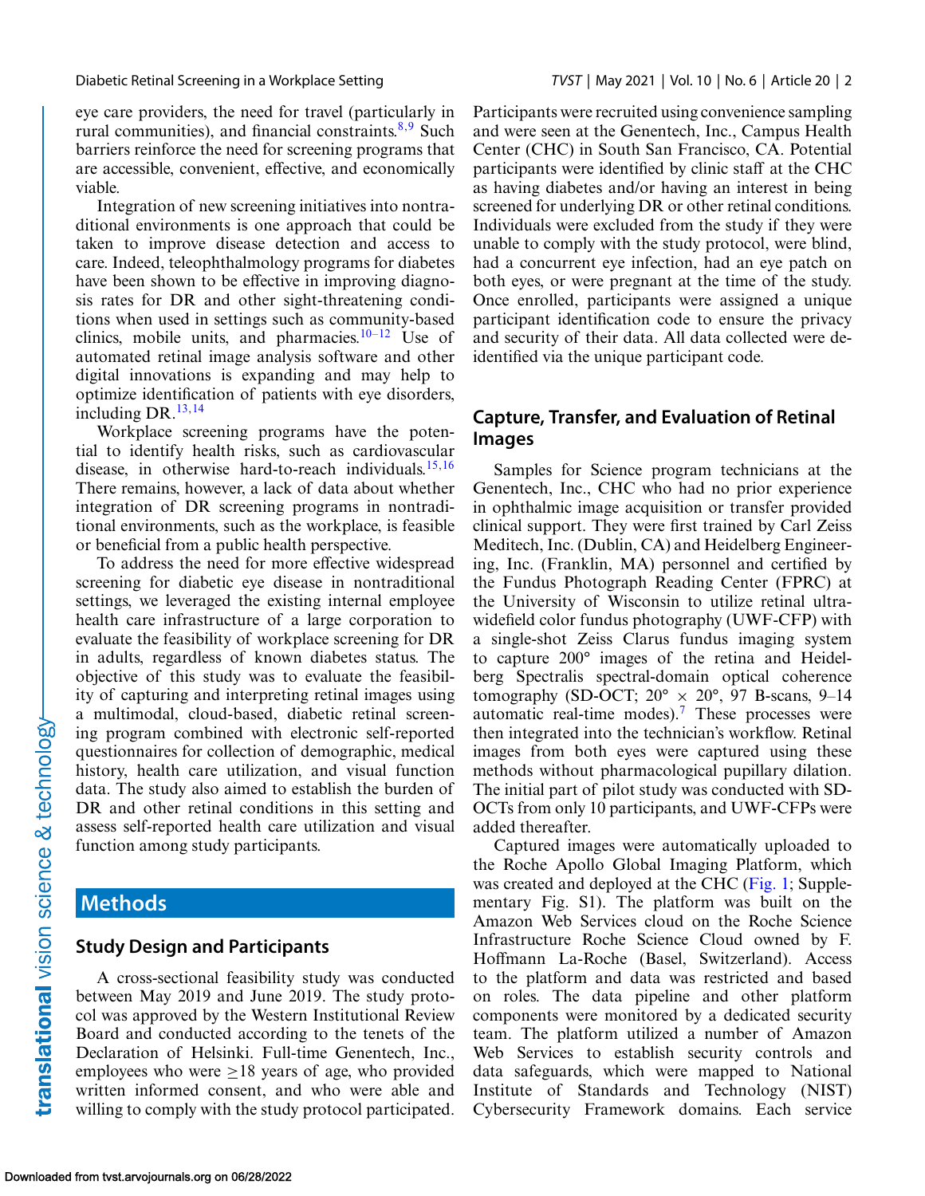eye care providers, the need for travel (particularly in rural communities), and financial constraints.[8,9] Such barriers reinforce the need for screening programs that are accessible, convenient, effective, and economically viable.

Integration of new screening initiatives into nontraditional environments is one approach that could be taken to improve disease detection and access to care. Indeed, teleophthalmology programs for diabetes have been shown to be effective in improving diagnosis rates for DR and other sight-threatening conditions when used in settings such as community-based clinics, mobile units, and pharmacies.[10–12] Use of automated retinal image analysis software and other digital innovations is expanding and may help to optimize identification of patients with eye disorders, including DR.[13,14]

Workplace screening programs have the potential to identify health risks, such as cardiovascular disease, in otherwise hard-to-reach individuals.[15,16] There remains, however, a lack of data about whether integration of DR screening programs in nontraditional environments, such as the workplace, is feasible or beneficial from a public health perspective.

To address the need for more effective widespread screening for diabetic eye disease in nontraditional settings, we leveraged the existing internal employee health care infrastructure of a large corporation to evaluate the feasibility of workplace screening for DR in adults, regardless of known diabetes status. The objective of this study was to evaluate the feasibility of capturing and interpreting retinal images using a multimodal, cloud-based, diabetic retinal screening program combined with electronic self-reported questionnaires for collection of demographic, medical history, health care utilization, and visual function data. The study also aimed to establish the burden of DR and other retinal conditions in this setting and assess self-reported health care utilization and visual function among study participants.

# Methods

## Study Design and Participants

A cross-sectional feasibility study was conducted between May 2019 and June 2019. The study protocol was approved by the Western Institutional Review Board and conducted according to the tenets of the Declaration of Helsinki. Full-time Genentech, Inc., employees who were $\geq$18 years of age, who provided written informed consent, and who were able and willing to comply with the study protocol participated. Participants were recruited using convenience sampling and were seen at the Genentech, Inc., Campus Health Center (CHC) in South San Francisco, CA. Potential participants were identified by clinic staff at the CHC as having diabetes and/or having an interest in being screened for underlying DR or other retinal conditions. Individuals were excluded from the study if they were unable to comply with the study protocol, were blind, had a concurrent eye infection, had an eye patch on both eyes, or were pregnant at the time of the study. Once enrolled, participants were assigned a unique participant identification code to ensure the privacy and security of their data. All data collected were de-identified via the unique participant code.

## Capture, Transfer, and Evaluation of Retinal Images

Samples for Science program technicians at the Genentech, Inc., CHC who had no prior experience in ophthalmic image acquisition or transfer provided clinical support. They were first trained by Carl Zeiss Meditech, Inc. (Dublin, CA) and Heidelberg Engineering, Inc. (Franklin, MA) personnel and certified by the Fundus Photograph Reading Center (FPRC) at the University of Wisconsin to utilize retinal ultra-widefield color fundus photography (UWF-CFP) with a single-shot Zeiss Clarus fundus imaging system to capture 200° images of the retina and Heidelberg Spectralis spectral-domain optical coherence tomography (SD-OCT; 20° × 20°, 97 B-scans, 9–14 automatic real-time modes).[7] These processes were then integrated into the technician's workflow. Retinal images from both eyes were captured using these methods without pharmacological pupillary dilation. The initial part of pilot study was conducted with SD-OCTs from only 10 participants, and UWF-CFPs were added thereafter.

Captured images were automatically uploaded to the Roche Apollo Global Imaging Platform, which was created and deployed at the CHC (Fig. 1; Supplementary Fig. S1). The platform was built on the Amazon Web Services cloud on the Roche Science Infrastructure Roche Science Cloud owned by F. Hoffmann La-Roche (Basel, Switzerland). Access to the platform and data was restricted and based on roles. The data pipeline and other platform components were monitored by a dedicated security team. The platform utilized a number of Amazon Web Services to establish security controls and data safeguards, which were mapped to National Institute of Standards and Technology (NIST) Cybersecurity Framework domains. Each service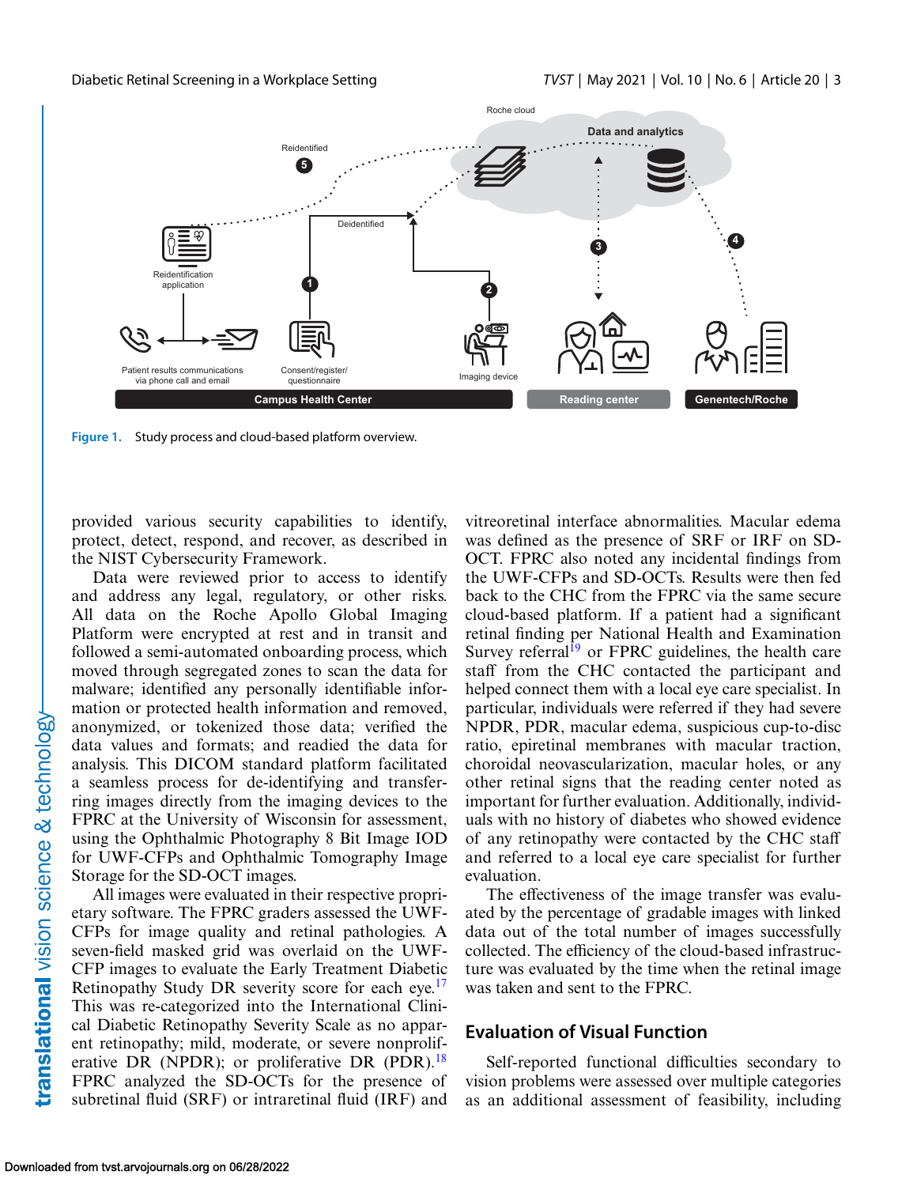Figure 1. Study process and cloud-based platform overview.

provided various security capabilities to identify, protect, detect, respond, and recover, as described in the NIST Cybersecurity Framework.

Data were reviewed prior to access to identify and address any legal, regulatory, or other risks. All data on the Roche Apollo Global Imaging Platform were encrypted at rest and in transit and followed a semi-automated onboarding process, which moved through segregated zones to scan the data for malware; identified any personally identifiable information or protected health information and removed, anonymized, or tokenized those data; verified the data values and formats; and readied the data for analysis. This DICOM standard platform facilitated a seamless process for de-identifying and transferring images directly from the imaging devices to the FPRC at the University of Wisconsin for assessment, using the Ophthalmic Photography 8 Bit Image IOD for UWF-CFPs and Ophthalmic Tomography Image Storage for the SD-OCT images.

All images were evaluated in their respective proprietary software. The FPRC graders assessed the UWF-CFPs for image quality and retinal pathologies. A seven-field masked grid was overlaid on the UWF-CFP images to evaluate the Early Treatment Diabetic Retinopathy Study DR severity score for each eye.[17] This was re-categorized into the International Clinical Diabetic Retinopathy Severity Scale as no apparent retinopathy; mild, moderate, or severe nonproliferative DR (NPDR); or proliferative DR (PDR).[18] FPRC analyzed the SD-OCTs for the presence of subretinal fluid (SRF) or intraretinal fluid (IRF) and vitreoretinal interface abnormalities. Macular edema was defined as the presence of SRF or IRF on SD-OCT. FPRC also noted any incidental findings from the UWF-CFPs and SD-OCTs. Results were then fed back to the CHC from the FPRC via the same secure cloud-based platform. If a patient had a significant retinal finding per National Health and Examination Survey referral[19] or FPRC guidelines, the health care staff from the CHC contacted the participant and helped connect them with a local eye care specialist. In particular, individuals were referred if they had severe NPDR, PDR, macular edema, suspicious cup-to-disc ratio, epiretinal membranes with macular traction, choroidal neovascularization, macular holes, or any other retinal signs that the reading center noted as important for further evaluation. Additionally, individuals with no history of diabetes who showed evidence of any retinopathy were contacted by the CHC staff and referred to a local eye care specialist for further evaluation.

The effectiveness of the image transfer was evaluated by the percentage of gradable images with linked data out of the total number of images successfully collected. The efficiency of the cloud-based infrastructure was evaluated by the time when the retinal image was taken and sent to the FPRC.

## Evaluation of Visual Function

Self-reported functional difficulties secondary to vision problems were assessed over multiple categories as an additional assessment of feasibility, including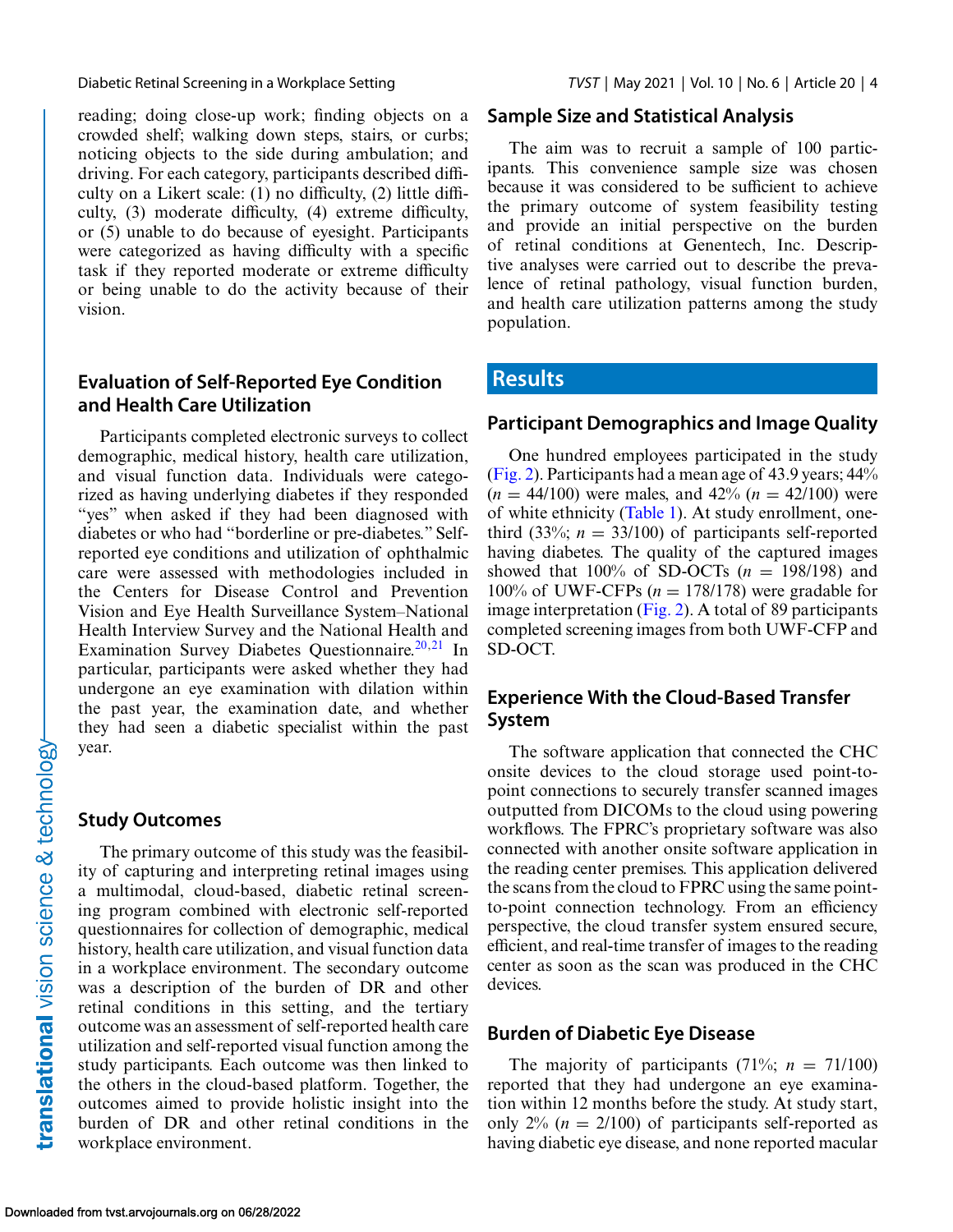reading; doing close-up work; finding objects on a crowded shelf; walking down steps, stairs, or curbs; noticing objects to the side during ambulation; and driving. For each category, participants described difficulty on a Likert scale: (1) no difficulty, (2) little difficulty, (3) moderate difficulty, (4) extreme difficulty, or (5) unable to do because of eyesight. Participants were categorized as having difficulty with a specific task if they reported moderate or extreme difficulty or being unable to do the activity because of their vision.

### Evaluation of Self-Reported Eye Condition and Health Care Utilization

Participants completed electronic surveys to collect demographic, medical history, health care utilization, and visual function data. Individuals were categorized as having underlying diabetes if they responded "yes" when asked if they had been diagnosed with diabetes or who had "borderline or pre-diabetes." Self-reported eye conditions and utilization of ophthalmic care were assessed with methodologies included in the Centers for Disease Control and Prevention Vision and Eye Health Surveillance System–National Health Interview Survey and the National Health and Examination Survey Diabetes Questionnaire.[20,21] In particular, participants were asked whether they had undergone an eye examination with dilation within the past year, the examination date, and whether they had seen a diabetic specialist within the past year.

### Study Outcomes

The primary outcome of this study was the feasibility of capturing and interpreting retinal images using a multimodal, cloud-based, diabetic retinal screening program combined with electronic self-reported questionnaires for collection of demographic, medical history, health care utilization, and visual function data in a workplace environment. The secondary outcome was a description of the burden of DR and other retinal conditions in this setting, and the tertiary outcome was an assessment of self-reported health care utilization and self-reported visual function among the study participants. Each outcome was then linked to the others in the cloud-based platform. Together, the outcomes aimed to provide holistic insight into the burden of DR and other retinal conditions in the workplace environment.

### Sample Size and Statistical Analysis

The aim was to recruit a sample of 100 participants. This convenience sample size was chosen because it was considered to be sufficient to achieve the primary outcome of system feasibility testing and provide an initial perspective on the burden of retinal conditions at Genentech, Inc. Descriptive analyses were carried out to describe the prevalence of retinal pathology, visual function burden, and health care utilization patterns among the study population.

## Results

### Participant Demographics and Image Quality

One hundred employees participated in the study (Fig. 2). Participants had a mean age of 43.9 years; 44% ($n$ = 44/100) were males, and 42% ($n$ = 42/100) were of white ethnicity (Table 1). At study enrollment, one-third (33%; $n$ = 33/100) of participants self-reported having diabetes. The quality of the captured images showed that 100% of SD-OCTs ($n$ = 198/198) and 100% of UWF-CFPs ($n$ = 178/178) were gradable for image interpretation (Fig. 2). A total of 89 participants completed screening images from both UWF-CFP and SD-OCT.

### Experience With the Cloud-Based Transfer System

The software application that connected the CHC onsite devices to the cloud storage used point-to-point connections to securely transfer scanned images outputted from DICOMs to the cloud using powering workflows. The FPRC's proprietary software was also connected with another onsite software application in the reading center premises. This application delivered the scans from the cloud to FPRC using the same point-to-point connection technology. From an efficiency perspective, the cloud transfer system ensured secure, efficient, and real-time transfer of images to the reading center as soon as the scan was produced in the CHC devices.

### Burden of Diabetic Eye Disease

The majority of participants (71%; $n$ = 71/100) reported that they had undergone an eye examination within 12 months before the study. At study start, only 2% ($n$ = 2/100) of participants self-reported as having diabetic eye disease, and none reported macular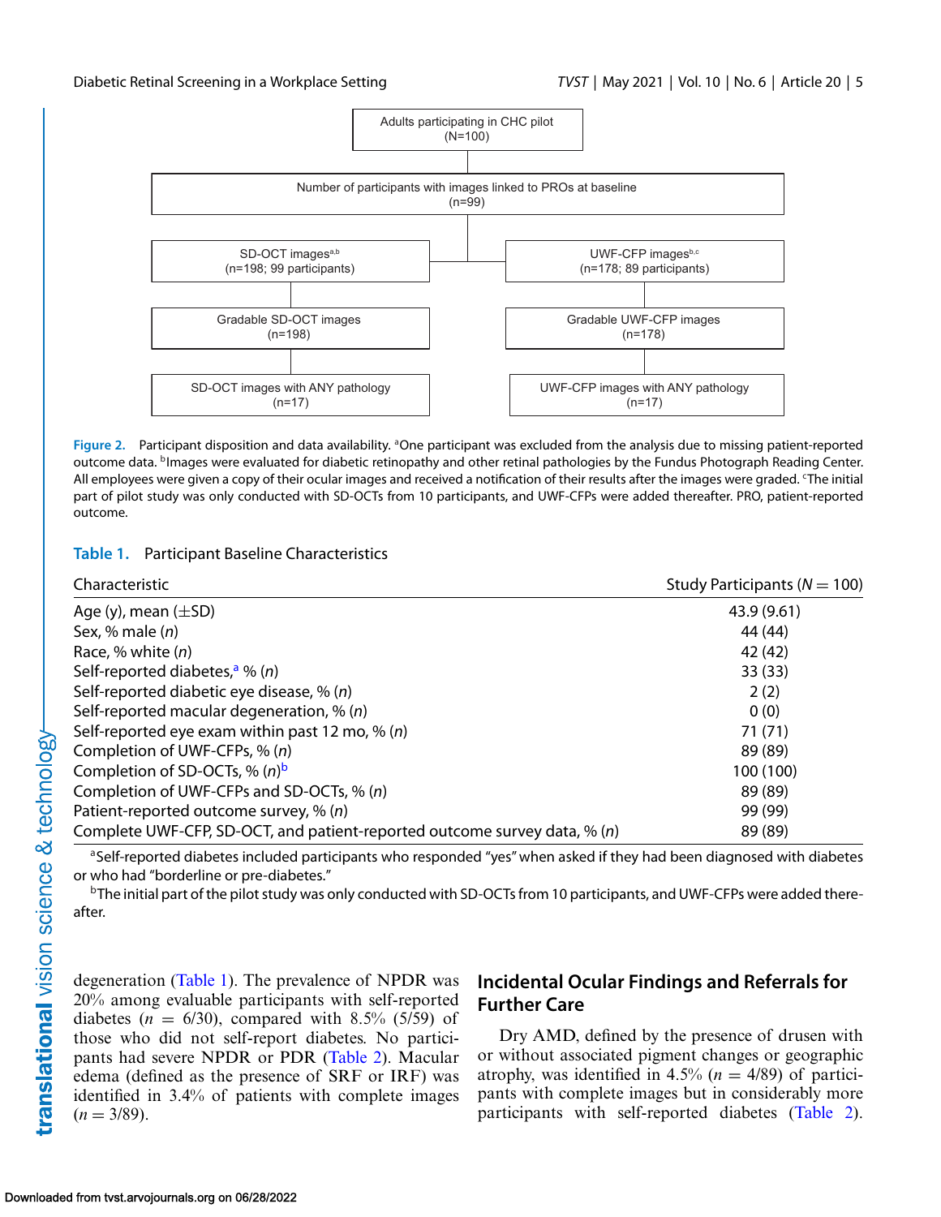Adults participating in CHC pilot
(N=100)

Number of participants with images linked to PROs at baseline
(n=99)

SD-OCT images[a,b]
(n=198; 99 participants)

UWF-CFP images[b,c]
(n=178; 89 participants)

Gradable SD-OCT images
(n=198)

Gradable UWF-CFP images
(n=178)

SD-OCT images with ANY pathology
(n=17)

UWF-CFP images with ANY pathology
(n=17)

**Figure 2.** Participant disposition and data availability. [a]One participant was excluded from the analysis due to missing patient-reported outcome data. [b]Images were evaluated for diabetic retinopathy and other retinal pathologies by the Fundus Photograph Reading Center. All employees were given a copy of their ocular images and received a notification of their results after the images were graded. [c]The initial part of pilot study was only conducted with SD-OCTs from 10 participants, and UWF-CFPs were added thereafter. PRO, patient-reported outcome.

**Table 1.** Participant Baseline Characteristics

| Characteristic | Study Participants ($N = 100$) |
|---|---|
| Age (y), mean (±SD) | 43.9 (9.61) |
| Sex, % male (*n*) | 44 (44) |
| Race, % white (*n*) | 42 (42) |
| Self-reported diabetes,[a] % (*n*) | 33 (33) |
| Self-reported diabetic eye disease, % (*n*) | 2 (2) |
| Self-reported macular degeneration, % (*n*) | 0 (0) |
| Self-reported eye exam within past 12 mo, % (*n*) | 71 (71) |
| Completion of UWF-CFPs, % (*n*) | 89 (89) |
| Completion of SD-OCTs, % (*n*)[b] | 100 (100) |
| Completion of UWF-CFPs and SD-OCTs, % (*n*) | 89 (89) |
| Patient-reported outcome survey, % (*n*) | 99 (99) |
| Complete UWF-CFP, SD-OCT, and patient-reported outcome survey data, % (*n*) | 89 (89) |

[a]Self-reported diabetes included participants who responded "yes" when asked if they had been diagnosed with diabetes or who had "borderline or pre-diabetes."

[b]The initial part of the pilot study was only conducted with SD-OCTs from 10 participants, and UWF-CFPs were added thereafter.

degeneration (Table 1). The prevalence of NPDR was 20% among evaluable participants with self-reported diabetes ($n = 6/30$), compared with 8.5% (5/59) of those who did not self-report diabetes. No participants had severe NPDR or PDR (Table 2). Macular edema (defined as the presence of SRF or IRF) was identified in 3.4% of patients with complete images ($n = 3/89$).

## Incidental Ocular Findings and Referrals for Further Care

Dry AMD, defined by the presence of drusen with or without associated pigment changes or geographic atrophy, was identified in 4.5% ($n = 4/89$) of participants with complete images but in considerably more participants with self-reported diabetes (Table 2).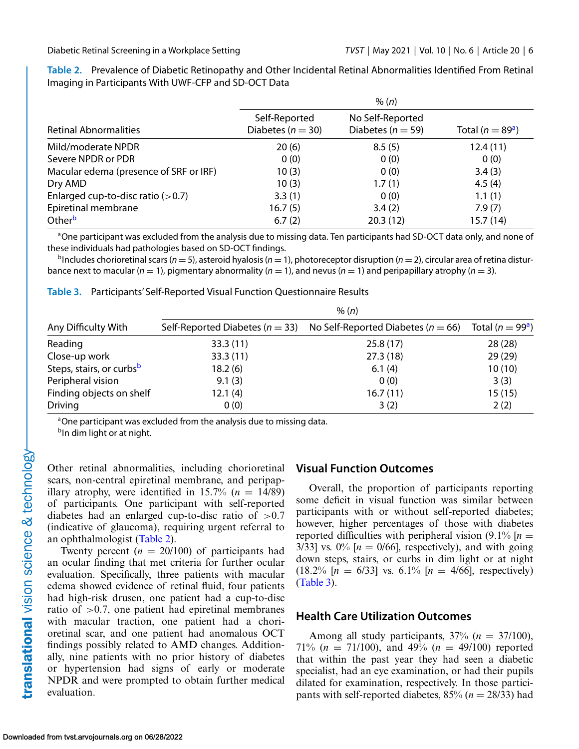**Table 2.** Prevalence of Diabetic Retinopathy and Other Incidental Retinal Abnormalities Identified From Retinal Imaging in Participants With UWF-CFP and SD-OCT Data

| | % (*n*) | | |
|---|---|---|---|
| Retinal Abnormalities | Self-Reported Diabetes ($n = 30$) | No Self-Reported Diabetes ($n = 59$) | Total ($n = 89$[a]) |
| Mild/moderate NPDR | 20 (6) | 8.5 (5) | 12.4 (11) |
| Severe NPDR or PDR | 0 (0) | 0 (0) | 0 (0) |
| Macular edema (presence of SRF or IRF) | 10 (3) | 0 (0) | 3.4 (3) |
| Dry AMD | 10 (3) | 1.7 (1) | 4.5 (4) |
| Enlarged cup-to-disc ratio (>0.7) | 3.3 (1) | 0 (0) | 1.1 (1) |
| Epiretinal membrane | 16.7 (5) | 3.4 (2) | 7.9 (7) |
| Other[b] | 6.7 (2) | 20.3 (12) | 15.7 (14) |

[a]One participant was excluded from the analysis due to missing data. Ten participants had SD-OCT data only, and none of these individuals had pathologies based on SD-OCT findings.

[b]Includes chorioretinal scars ($n = 5$), asteroid hyalosis ($n = 1$), photoreceptor disruption ($n = 2$), circular area of retina disturbance next to macular ($n = 1$), pigmentary abnormality ($n = 1$), and nevus ($n = 1$) and peripapillary atrophy ($n = 3$).

**Table 3.** Participants' Self-Reported Visual Function Questionnaire Results

| | % (*n*) | | |
|---|---|---|---|
| Any Difficulty With | Self-Reported Diabetes ($n = 33$) | No Self-Reported Diabetes ($n = 66$) | Total ($n = 99$[a]) |
| Reading | 33.3 (11) | 25.8 (17) | 28 (28) |
| Close-up work | 33.3 (11) | 27.3 (18) | 29 (29) |
| Steps, stairs, or curbs[b] | 18.2 (6) | 6.1 (4) | 10 (10) |
| Peripheral vision | 9.1 (3) | 0 (0) | 3 (3) |
| Finding objects on shelf | 12.1 (4) | 16.7 (11) | 15 (15) |
| Driving | 0 (0) | 3 (2) | 2 (2) |

[a]One participant was excluded from the analysis due to missing data.

[b]In dim light or at night.

Other retinal abnormalities, including chorioretinal scars, non-central epiretinal membrane, and peripapillary atrophy, were identified in 15.7% ($n = 14/89$) of participants. One participant with self-reported diabetes had an enlarged cup-to-disc ratio of >0.7 (indicative of glaucoma), requiring urgent referral to an ophthalmologist (Table 2).

Twenty percent ($n = 20/100$) of participants had an ocular finding that met criteria for further ocular evaluation. Specifically, three patients with macular edema showed evidence of retinal fluid, four patients had high-risk drusen, one patient had a cup-to-disc ratio of >0.7, one patient had epiretinal membranes with macular traction, one patient had a chorioretinal scar, and one patient had anomalous OCT findings possibly related to AMD changes. Additionally, nine patients with no prior history of diabetes or hypertension had signs of early or moderate NPDR and were prompted to obtain further medical evaluation.

## Visual Function Outcomes

Overall, the proportion of participants reporting some deficit in visual function was similar between participants with or without self-reported diabetes; however, higher percentages of those with diabetes reported difficulties with peripheral vision (9.1% [$n = 3/33$] vs. 0% [$n = 0/66$], respectively), and with going down steps, stairs, or curbs in dim light or at night (18.2% [$n = 6/33$] vs. 6.1% [$n = 4/66$], respectively) (Table 3).

## Health Care Utilization Outcomes

Among all study participants, 37% ($n = 37/100$), 71% ($n = 71/100$), and 49% ($n = 49/100$) reported that within the past year they had seen a diabetic specialist, had an eye examination, or had their pupils dilated for examination, respectively. In those participants with self-reported diabetes, 85% ($n = 28/33$) had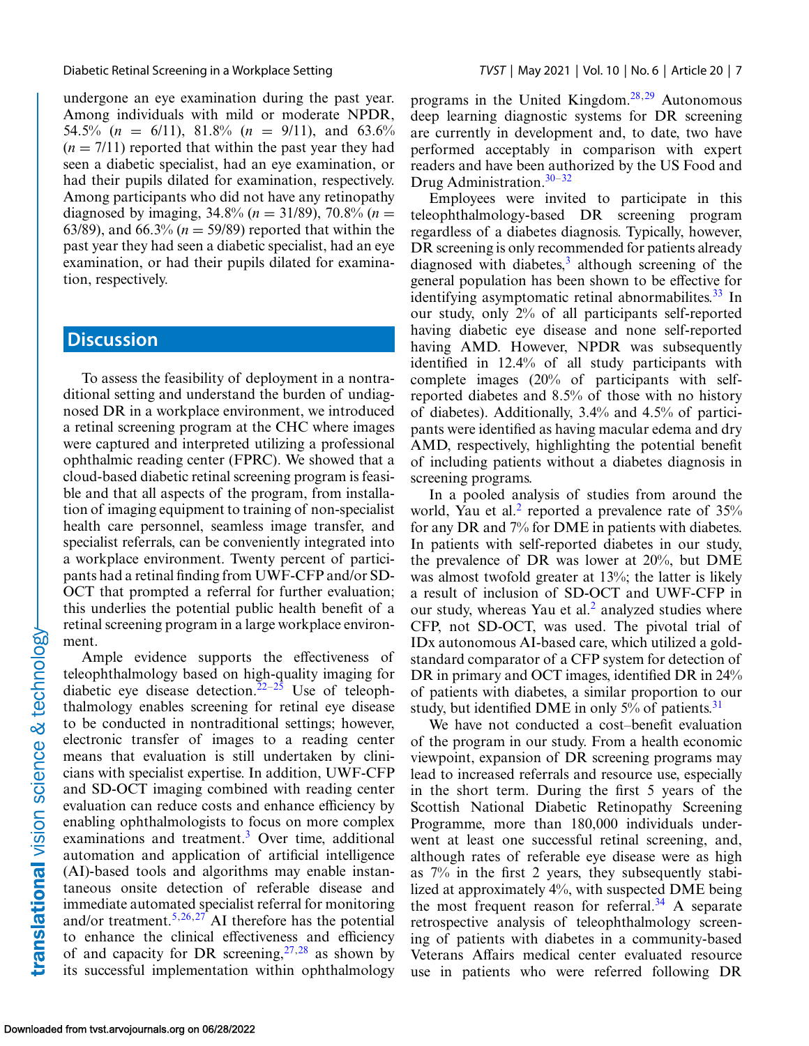undergone an eye examination during the past year. Among individuals with mild or moderate NPDR, 54.5% ($n$ = 6/11), 81.8% ($n$ = 9/11), and 63.6% ($n$ = 7/11) reported that within the past year they had seen a diabetic specialist, had an eye examination, or had their pupils dilated for examination, respectively. Among participants who did not have any retinopathy diagnosed by imaging, 34.8% ($n$ = 31/89), 70.8% ($n$ = 63/89), and 66.3% ($n$ = 59/89) reported that within the past year they had seen a diabetic specialist, had an eye examination, or had their pupils dilated for examination, respectively.

## Discussion

To assess the feasibility of deployment in a nontraditional setting and understand the burden of undiagnosed DR in a workplace environment, we introduced a retinal screening program at the CHC where images were captured and interpreted utilizing a professional ophthalmic reading center (FPRC). We showed that a cloud-based diabetic retinal screening program is feasible and that all aspects of the program, from installation of imaging equipment to training of non-specialist health care personnel, seamless image transfer, and specialist referrals, can be conveniently integrated into a workplace environment. Twenty percent of participants had a retinal finding from UWF-CFP and/or SD-OCT that prompted a referral for further evaluation; this underlies the potential public health benefit of a retinal screening program in a large workplace environment.

Ample evidence supports the effectiveness of teleophthalmology based on high-quality imaging for diabetic eye disease detection.[22–25] Use of teleophthalmology enables screening for retinal eye disease to be conducted in nontraditional settings; however, electronic transfer of images to a reading center means that evaluation is still undertaken by clinicians with specialist expertise. In addition, UWF-CFP and SD-OCT imaging combined with reading center evaluation can reduce costs and enhance efficiency by enabling ophthalmologists to focus on more complex examinations and treatment.[3] Over time, additional automation and application of artificial intelligence (AI)-based tools and algorithms may enable instantaneous onsite detection of referable disease and immediate automated specialist referral for monitoring and/or treatment.[5,26,27] AI therefore has the potential to enhance the clinical effectiveness and efficiency of and capacity for DR screening,[27,28] as shown by its successful implementation within ophthalmology programs in the United Kingdom.[28,29] Autonomous deep learning diagnostic systems for DR screening are currently in development and, to date, two have performed acceptably in comparison with expert readers and have been authorized by the US Food and Drug Administration.[30–32]

Employees were invited to participate in this teleophthalmology-based DR screening program regardless of a diabetes diagnosis. Typically, however, DR screening is only recommended for patients already diagnosed with diabetes,[3] although screening of the general population has been shown to be effective for identifying asymptomatic retinal abnormabilites.[33] In our study, only 2% of all participants self-reported having diabetic eye disease and none self-reported having AMD. However, NPDR was subsequently identified in 12.4% of all study participants with complete images (20% of participants with self-reported diabetes and 8.5% of those with no history of diabetes). Additionally, 3.4% and 4.5% of participants were identified as having macular edema and dry AMD, respectively, highlighting the potential benefit of including patients without a diabetes diagnosis in screening programs.

In a pooled analysis of studies from around the world, Yau et al.[2] reported a prevalence rate of 35% for any DR and 7% for DME in patients with diabetes. In patients with self-reported diabetes in our study, the prevalence of DR was lower at 20%, but DME was almost twofold greater at 13%; the latter is likely a result of inclusion of SD-OCT and UWF-CFP in our study, whereas Yau et al.[2] analyzed studies where CFP, not SD-OCT, was used. The pivotal trial of IDx autonomous AI-based care, which utilized a gold-standard comparator of a CFP system for detection of DR in primary and OCT images, identified DR in 24% of patients with diabetes, a similar proportion to our study, but identified DME in only 5% of patients.[31]

We have not conducted a cost–benefit evaluation of the program in our study. From a health economic viewpoint, expansion of DR screening programs may lead to increased referrals and resource use, especially in the short term. During the first 5 years of the Scottish National Diabetic Retinopathy Screening Programme, more than 180,000 individuals underwent at least one successful retinal screening, and, although rates of referable eye disease were as high as 7% in the first 2 years, they subsequently stabilized at approximately 4%, with suspected DME being the most frequent reason for referral.[34] A separate retrospective analysis of teleophthalmology screening of patients with diabetes in a community-based Veterans Affairs medical center evaluated resource use in patients who were referred following DR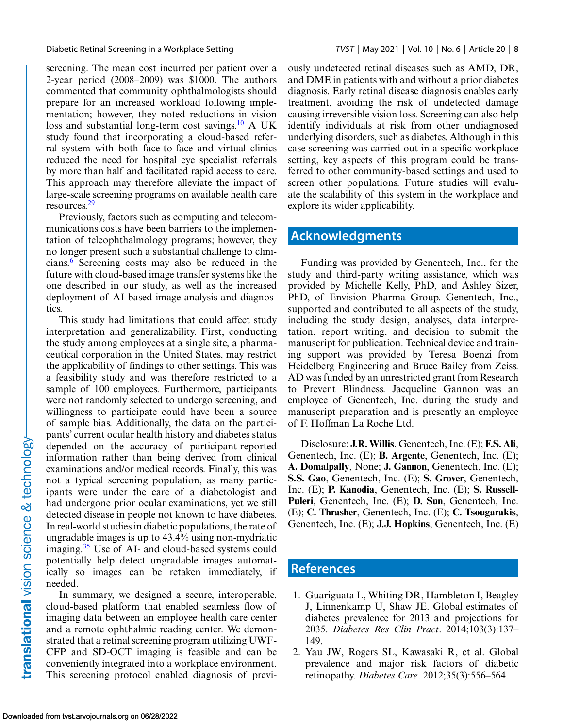screening. The mean cost incurred per patient over a 2-year period (2008–2009) was $1000. The authors commented that community ophthalmologists should prepare for an increased workload following implementation; however, they noted reductions in vision loss and substantial long-term cost savings.[10] A UK study found that incorporating a cloud-based referral system with both face-to-face and virtual clinics reduced the need for hospital eye specialist referrals by more than half and facilitated rapid access to care. This approach may therefore alleviate the impact of large-scale screening programs on available health care resources.[29]

Previously, factors such as computing and telecommunications costs have been barriers to the implementation of teleophthalmology programs; however, they no longer present such a substantial challenge to clinicians.[6] Screening costs may also be reduced in the future with cloud-based image transfer systems like the one described in our study, as well as the increased deployment of AI-based image analysis and diagnostics.

This study had limitations that could affect study interpretation and generalizability. First, conducting the study among employees at a single site, a pharmaceutical corporation in the United States, may restrict the applicability of findings to other settings. This was a feasibility study and was therefore restricted to a sample of 100 employees. Furthermore, participants were not randomly selected to undergo screening, and willingness to participate could have been a source of sample bias. Additionally, the data on the participants' current ocular health history and diabetes status depended on the accuracy of participant-reported information rather than being derived from clinical examinations and/or medical records. Finally, this was not a typical screening population, as many participants were under the care of a diabetologist and had undergone prior ocular examinations, yet we still detected disease in people not known to have diabetes. In real-world studies in diabetic populations, the rate of ungradable images is up to 43.4% using non-mydriatic imaging.[35] Use of AI- and cloud-based systems could potentially help detect ungradable images automatically so images can be retaken immediately, if needed.

In summary, we designed a secure, interoperable, cloud-based platform that enabled seamless flow of imaging data between an employee health care center and a remote ophthalmic reading center. We demonstrated that a retinal screening program utilizing UWF-CFP and SD-OCT imaging is feasible and can be conveniently integrated into a workplace environment. This screening protocol enabled diagnosis of previously undetected retinal diseases such as AMD, DR, and DME in patients with and without a prior diabetes diagnosis. Early retinal disease diagnosis enables early treatment, avoiding the risk of undetected damage causing irreversible vision loss. Screening can also help identify individuals at risk from other undiagnosed underlying disorders, such as diabetes. Although in this case screening was carried out in a specific workplace setting, key aspects of this program could be transferred to other community-based settings and used to screen other populations. Future studies will evaluate the scalability of this system in the workplace and explore its wider applicability.

## Acknowledgments

Funding was provided by Genentech, Inc., for the study and third-party writing assistance, which was provided by Michelle Kelly, PhD, and Ashley Sizer, PhD, of Envision Pharma Group. Genentech, Inc., supported and contributed to all aspects of the study, including the study design, analyses, data interpretation, report writing, and decision to submit the manuscript for publication. Technical device and training support was provided by Teresa Boenzi from Heidelberg Engineering and Bruce Bailey from Zeiss. AD was funded by an unrestricted grant from Research to Prevent Blindness. Jacqueline Gannon was an employee of Genentech, Inc. during the study and manuscript preparation and is presently an employee of F. Hoffman La Roche Ltd.

Disclosure: **J.R. Willis**, Genentech, Inc. (E); **F.S. Ali**, Genentech, Inc. (E); **B. Argente**, Genentech, Inc. (E); **A. Domalpally**, None; **J. Gannon**, Genentech, Inc. (E); **S.S. Gao**, Genentech, Inc. (E); **S. Grover**, Genentech, Inc. (E); **P. Kanodia**, Genentech, Inc. (E); **S. Russell-Puleri**, Genentech, Inc. (E); **D. Sun**, Genentech, Inc. (E); **C. Thrasher**, Genentech, Inc. (E); **C. Tsougarakis**, Genentech, Inc. (E); **J.J. Hopkins**, Genentech, Inc. (E)

## References

1. Guariguata L, Whiting DR, Hambleton I, Beagley J, Linnenkamp U, Shaw JE. Global estimates of diabetes prevalence for 2013 and projections for 2035. *Diabetes Res Clin Pract*. 2014;103(3):137–149.
2. Yau JW, Rogers SL, Kawasaki R, et al. Global prevalence and major risk factors of diabetic retinopathy. *Diabetes Care*. 2012;35(3):556–564.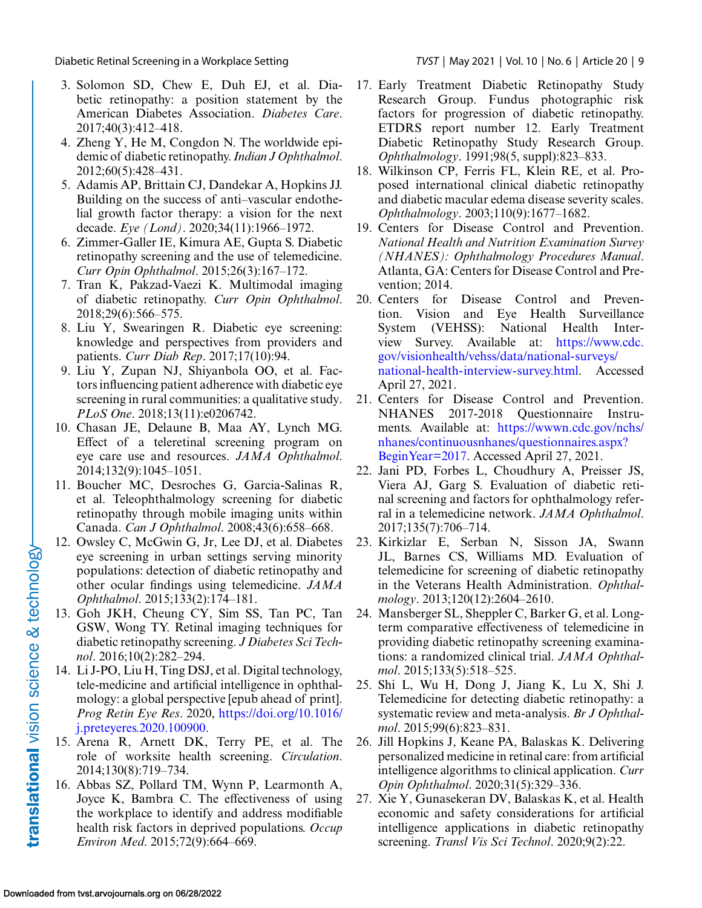3. Solomon SD, Chew E, Duh EJ, et al. Diabetic retinopathy: a position statement by the American Diabetes Association. *Diabetes Care*. 2017;40(3):412–418.
4. Zheng Y, He M, Congdon N. The worldwide epidemic of diabetic retinopathy. *Indian J Ophthalmol*. 2012;60(5):428–431.
5. Adamis AP, Brittain CJ, Dandekar A, Hopkins JJ. Building on the success of anti–vascular endothelial growth factor therapy: a vision for the next decade. *Eye (Lond)*. 2020;34(11):1966–1972.
6. Zimmer-Galler IE, Kimura AE, Gupta S. Diabetic retinopathy screening and the use of telemedicine. *Curr Opin Ophthalmol*. 2015;26(3):167–172.
7. Tran K, Pakzad-Vaezi K. Multimodal imaging of diabetic retinopathy. *Curr Opin Ophthalmol*. 2018;29(6):566–575.
8. Liu Y, Swearingen R. Diabetic eye screening: knowledge and perspectives from providers and patients. *Curr Diab Rep*. 2017;17(10):94.
9. Liu Y, Zupan NJ, Shiyanbola OO, et al. Factors influencing patient adherence with diabetic eye screening in rural communities: a qualitative study. *PLoS One*. 2018;13(11):e0206742.
10. Chasan JE, Delaune B, Maa AY, Lynch MG. Effect of a teleretinal screening program on eye care use and resources. *JAMA Ophthalmol*. 2014;132(9):1045–1051.
11. Boucher MC, Desroches G, Garcia-Salinas R, et al. Teleophthalmology screening for diabetic retinopathy through mobile imaging units within Canada. *Can J Ophthalmol*. 2008;43(6):658–668.
12. Owsley C, McGwin G, Jr, Lee DJ, et al. Diabetes eye screening in urban settings serving minority populations: detection of diabetic retinopathy and other ocular findings using telemedicine. *JAMA Ophthalmol*. 2015;133(2):174–181.
13. Goh JKH, Cheung CY, Sim SS, Tan PC, Tan GSW, Wong TY. Retinal imaging techniques for diabetic retinopathy screening. *J Diabetes Sci Technol*. 2016;10(2):282–294.
14. Li J-PO, Liu H, Ting DSJ, et al. Digital technology, tele-medicine and artificial intelligence in ophthalmology: a global perspective [epub ahead of print]. *Prog Retin Eye Res*. 2020, https://doi.org/10.1016/j.preteyeres.2020.100900.
15. Arena R, Arnett DK, Terry PE, et al. The role of worksite health screening. *Circulation*. 2014;130(8):719–734.
16. Abbas SZ, Pollard TM, Wynn P, Learmonth A, Joyce K, Bambra C. The effectiveness of using the workplace to identify and address modifiable health risk factors in deprived populations. *Occup Environ Med*. 2015;72(9):664–669.
17. Early Treatment Diabetic Retinopathy Study Research Group. Fundus photographic risk factors for progression of diabetic retinopathy. ETDRS report number 12. Early Treatment Diabetic Retinopathy Study Research Group. *Ophthalmology*. 1991;98(5, suppl):823–833.
18. Wilkinson CP, Ferris FL, Klein RE, et al. Proposed international clinical diabetic retinopathy and diabetic macular edema disease severity scales. *Ophthalmology*. 2003;110(9):1677–1682.
19. Centers for Disease Control and Prevention. *National Health and Nutrition Examination Survey (NHANES): Ophthalmology Procedures Manual*. Atlanta, GA: Centers for Disease Control and Prevention; 2014.
20. Centers for Disease Control and Prevention. Vision and Eye Health Surveillance System (VEHSS): National Health Interview Survey. Available at: https://www.cdc.gov/visionhealth/vehss/data/national-surveys/national-health-interview-survey.html. Accessed April 27, 2021.
21. Centers for Disease Control and Prevention. NHANES 2017-2018 Questionnaire Instruments. Available at: https://wwwn.cdc.gov/nchs/nhanes/continuousnhanes/questionnaires.aspx?BeginYear=2017. Accessed April 27, 2021.
22. Jani PD, Forbes L, Choudhury A, Preisser JS, Viera AJ, Garg S. Evaluation of diabetic retinal screening and factors for ophthalmology referral in a telemedicine network. *JAMA Ophthalmol*. 2017;135(7):706–714.
23. Kirkizlar E, Serban N, Sisson JA, Swann JL, Barnes CS, Williams MD. Evaluation of telemedicine for screening of diabetic retinopathy in the Veterans Health Administration. *Ophthalmology*. 2013;120(12):2604–2610.
24. Mansberger SL, Sheppler C, Barker G, et al. Long-term comparative effectiveness of telemedicine in providing diabetic retinopathy screening examinations: a randomized clinical trial. *JAMA Ophthalmol*. 2015;133(5):518–525.
25. Shi L, Wu H, Dong J, Jiang K, Lu X, Shi J. Telemedicine for detecting diabetic retinopathy: a systematic review and meta-analysis. *Br J Ophthalmol*. 2015;99(6):823–831.
26. Jill Hopkins J, Keane PA, Balaskas K. Delivering personalized medicine in retinal care: from artificial intelligence algorithms to clinical application. *Curr Opin Ophthalmol*. 2020;31(5):329–336.
27. Xie Y, Gunasekeran DV, Balaskas K, et al. Health economic and safety considerations for artificial intelligence applications in diabetic retinopathy screening. *Transl Vis Sci Technol*. 2020;9(2):22.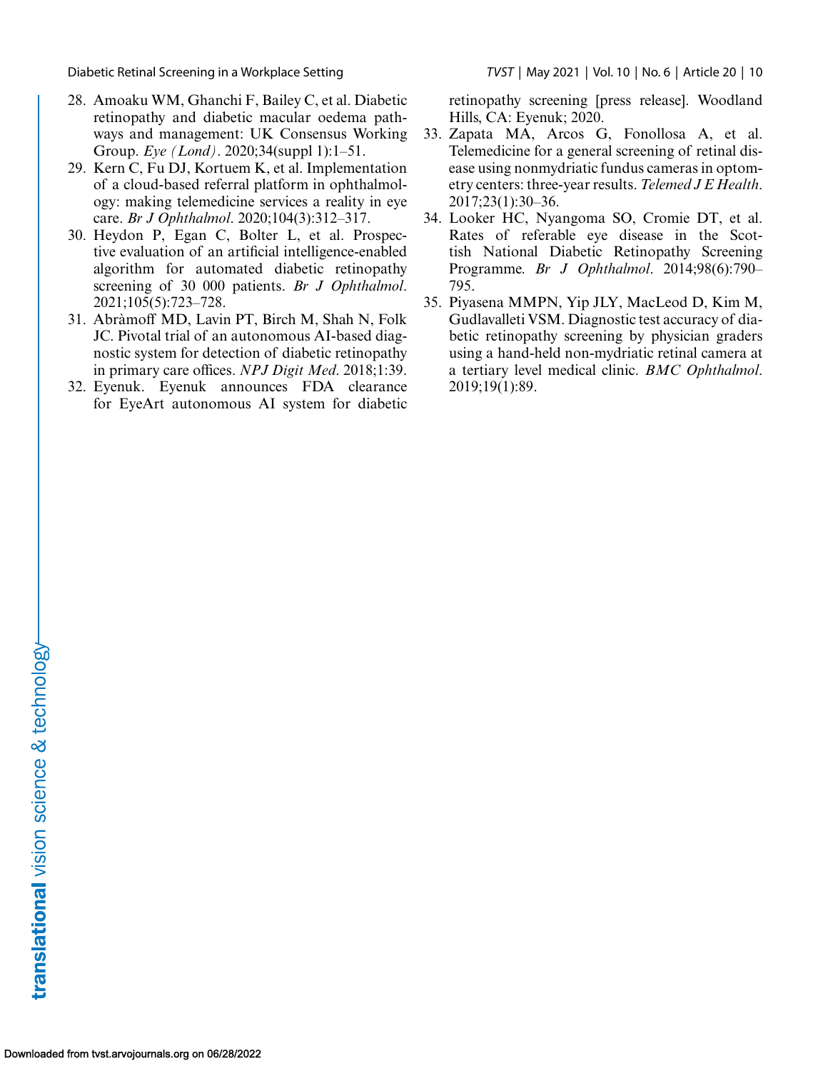28. Amoaku WM, Ghanchi F, Bailey C, et al. Diabetic retinopathy and diabetic macular oedema pathways and management: UK Consensus Working Group. *Eye (Lond)*. 2020;34(suppl 1):1–51.
29. Kern C, Fu DJ, Kortuem K, et al. Implementation of a cloud-based referral platform in ophthalmology: making telemedicine services a reality in eye care. *Br J Ophthalmol*. 2020;104(3):312–317.
30. Heydon P, Egan C, Bolter L, et al. Prospective evaluation of an artificial intelligence-enabled algorithm for automated diabetic retinopathy screening of 30 000 patients. *Br J Ophthalmol*. 2021;105(5):723–728.
31. Abràmoff MD, Lavin PT, Birch M, Shah N, Folk JC. Pivotal trial of an autonomous AI-based diagnostic system for detection of diabetic retinopathy in primary care offices. *NPJ Digit Med*. 2018;1:39.
32. Eyenuk. Eyenuk announces FDA clearance for EyeArt autonomous AI system for diabetic retinopathy screening [press release]. Woodland Hills, CA: Eyenuk; 2020.
33. Zapata MA, Arcos G, Fonollosa A, et al. Telemedicine for a general screening of retinal disease using nonmydriatic fundus cameras in optometry centers: three-year results. *Telemed J E Health*. 2017;23(1):30–36.
34. Looker HC, Nyangoma SO, Cromie DT, et al. Rates of referable eye disease in the Scottish National Diabetic Retinopathy Screening Programme. *Br J Ophthalmol*. 2014;98(6):790–795.
35. Piyasena MMPN, Yip JLY, MacLeod D, Kim M, Gudlavalleti VSM. Diagnostic test accuracy of diabetic retinopathy screening by physician graders using a hand-held non-mydriatic retinal camera at a tertiary level medical clinic. *BMC Ophthalmol*. 2019;19(1):89.